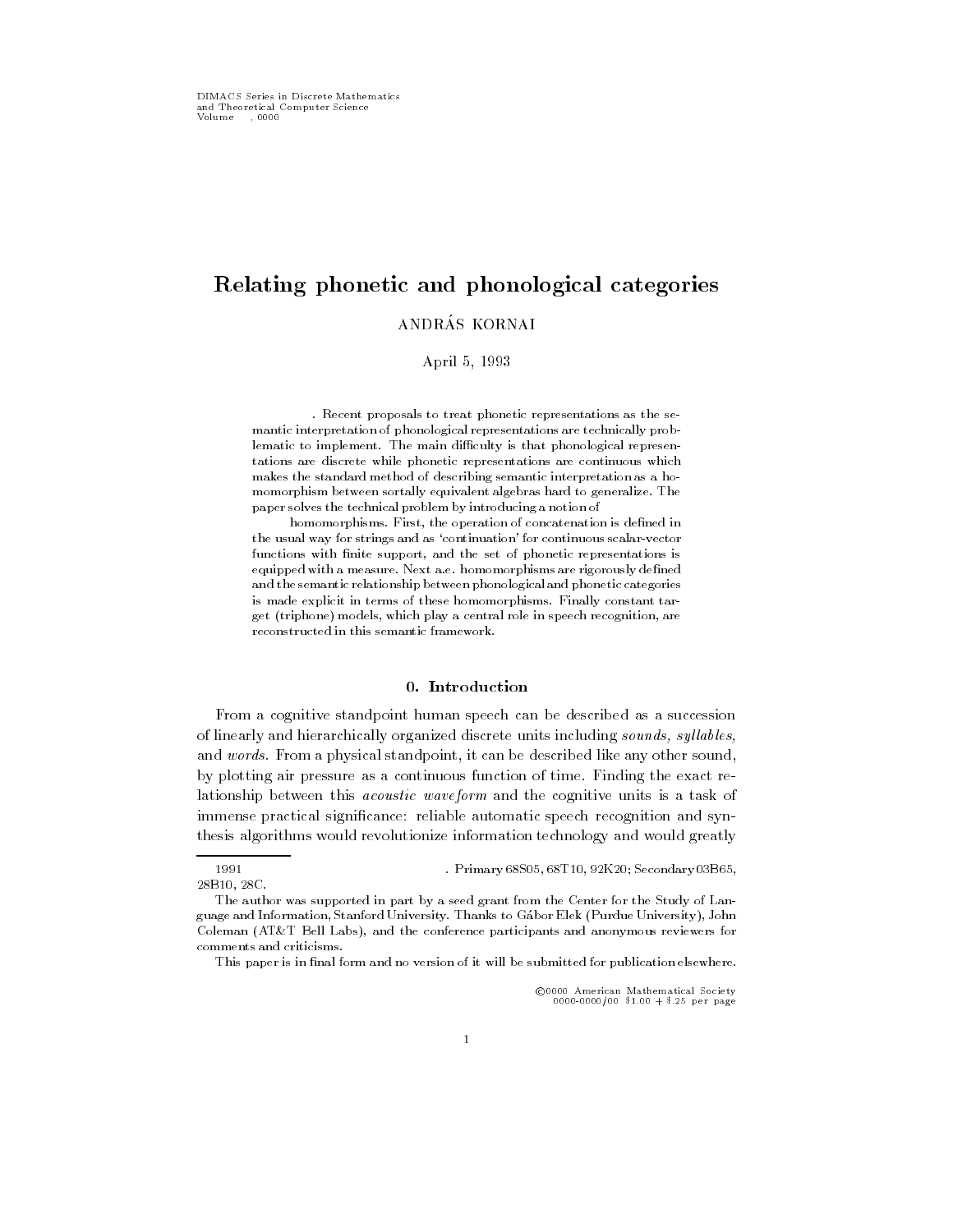# Relating phonetic and phonological categories

ANDRÁS KORNAI

April 5, 1993

. Recent proposals to treat phonetic representations as the semantic interpretation of phonological representations are technically problematic to implement. The main difficulty is that phonological representations are discrete while phonetic representations are continuous which makes the standard method of describing semantic interpretation as a homomorphism between sortally equivalent algebras hard to generalize. The paper solves the technical problem by introducing a notion of homomorphisms. First, the operation of concatenation is defined in the usual way for strings and as 'continuation' for continuous scalar-vector functions with finite support, and the set of phonetic representations is equipped with a measure. Next a.e. homomorphisms are rigorously defined and the semantic relationship between phonological and phonetic categories is made explicit in terms of these homomorphisms. Finally constant target (triphone) models, which play a central role in speech recognition, are reconstructed in this semantic framework.

## 0. Introduction

From a cognitive standpoint human speech can be described as a succession of linearly and hierarchically organized discrete units including *sounds, syllables,* and *words.* From a physical standpoint, it can be described like any other sound, by plotting air pressure as a continuous function of time. Finding the exact relationship between this *acoustic waveform* and the cognitive units is a task of immense practical significance: reliable automatic speech recognition and synthesis algorithms would revolutionize information technology and would greatly

---

1991 . Primary 68S05, 68T10, 92K20; Secondary 03B65, 28B10, 28C.

The author was supported in part by a seed grant from the Center for the Study of Language and Information, Stanford University. Thanks to Gábor Elek (Purdue University), John Coleman (AT&T Bell Labs), and the conference participants and anonymous reviewers for comments and criticisms.

This paper is in final form and no version of it will be submitted for publication elsewhere.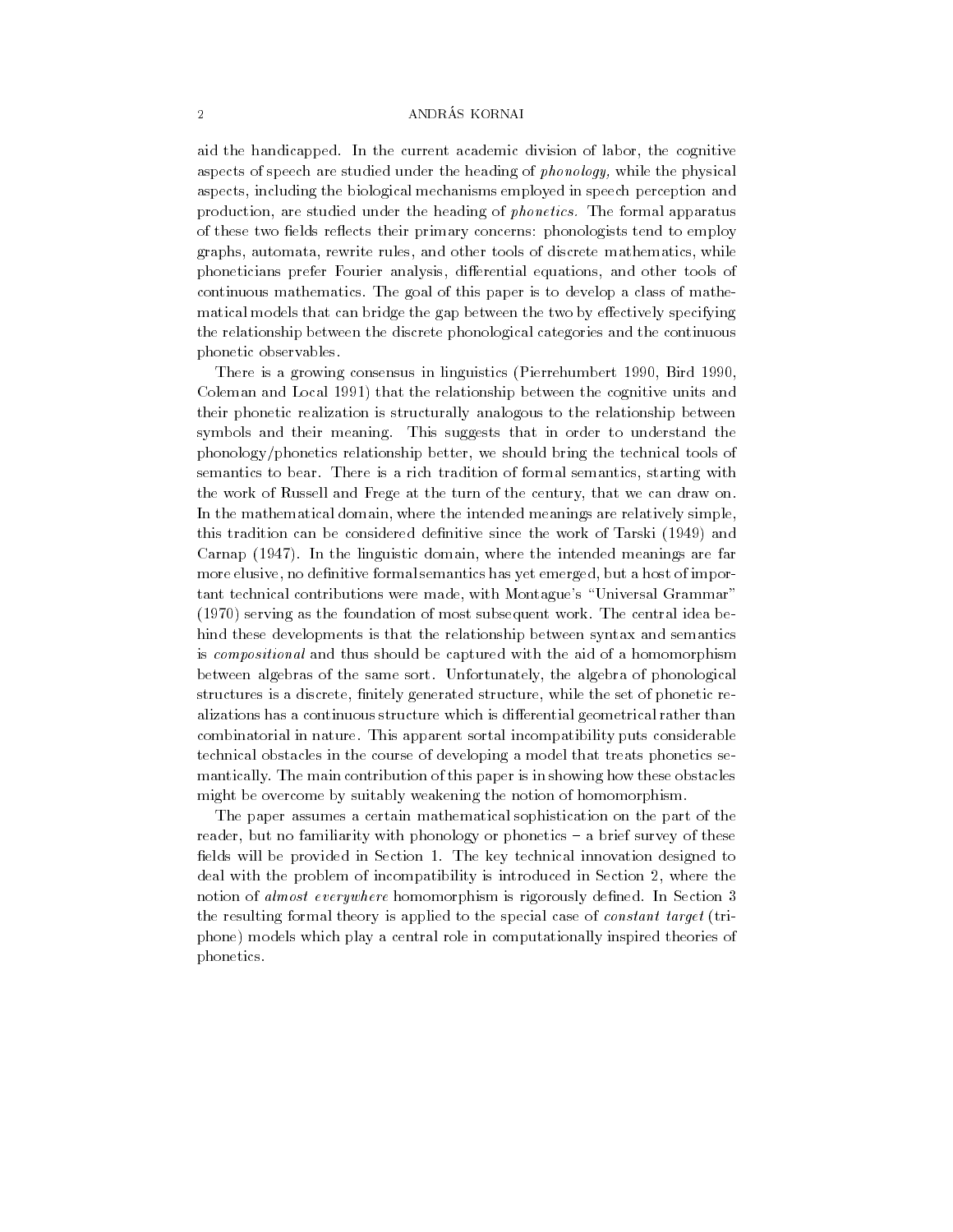aid the handicapped. In the current academic division of labor, the cognitive aspects of speech are studied under the heading of *phonology,* while the physical aspects, including the biological mechanisms employed in speech perception and production, are studied under the heading of *phonetics.* The formal apparatus of these two fields reflects their primary concerns: phonologists tend to employ graphs, automata, rewrite rules, and other tools of discrete mathematics, while phoneticians prefer Fourier analysis, differential equations, and other tools of continuous mathematics. The goal of this paper is to develop a class of mathematical models that can bridge the gap between the two by effectively specifying the relationship between the discrete phonological categories and the continuous phonetic observables.

There is a growing consensus in linguistics (Pierrehumbert 1990, Bird 1990, Coleman and Local 1991) that the relationship between the cognitive units and their phonetic realization is structurally analogous to the relationship between symbols and their meaning. This suggests that in order to understand the phonology/phonetics relationship better, we should bring the technical tools of semantics to bear. There is a rich tradition of formal semantics, starting with the work of Russell and Frege at the turn of the century, that we can draw on. In the mathematical domain, where the intended meanings are relatively simple, this tradition can be considered definitive since the work of Tarski (1949) and Carnap (1947). In the linguistic domain, where the intended meanings are far more elusive, no definitive formal semantics has yet emerged, but a host of important technical contributions were made, with Montague's "Universal Grammar" (1970) serving as the foundation of most subsequent work. The central idea behind these developments is that the relationship between syntax and semantics is *compositional* and thus should be captured with the aid of a homomorphism between algebras of the same sort. Unfortunately, the algebra of phonological structures is a discrete, finitely generated structure, while the set of phonetic realizations has a continuous structure which is differential geometrical rather than combinatorial in nature. This apparent sortal incompatibility puts considerable technical obstacles in the course of developing a model that treats phonetics semantically. The main contribution of this paper is in showing how these obstacles might be overcome by suitably weakening the notion of homomorphism.

The paper assumes a certain mathematical sophistication on the part of the reader, but no familiarity with phonology or phonetics – a brief survey of these fields will be provided in Section 1. The key technical innovation designed to deal with the problem of incompatibility is introduced in Section 2, where the notion of *almost everywhere* homomorphism is rigorously defined. In Section 3 the resulting formal theory is applied to the special case of *constant target* (triphone) models which play a central role in computationally inspired theories of phonetics.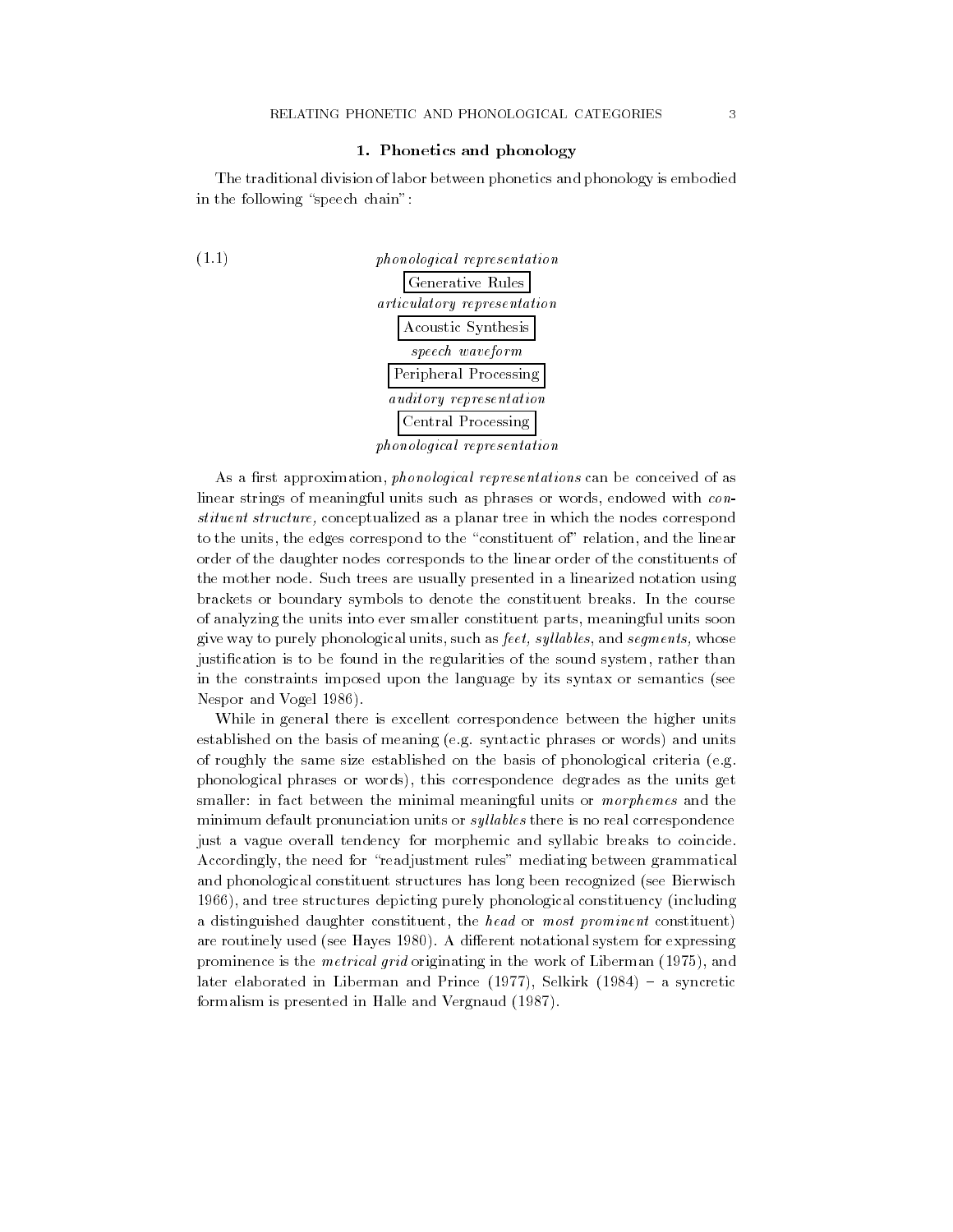## 1. Phonetics and phonology

The traditional division of labor between phonetics and phonology is embodied in the following "speech chain":

(1.1)

*phonological representation*

Generative Rules

*articulatory representation*

Acoustic Synthesis

*speech waveform*

Peripheral Processing

*auditory representation*

Central Processing

*phonological representation*

As a first approximation, *phonological representations* can be conceived of as linear strings of meaningful units such as phrases or words, endowed with *constituent structure,* conceptualized as a planar tree in which the nodes correspond to the units, the edges correspond to the "constituent of" relation, and the linear order of the daughter nodes corresponds to the linear order of the constituents of the mother node. Such trees are usually presented in a linearized notation using brackets or boundary symbols to denote the constituent breaks. In the course of analyzing the units into ever smaller constituent parts, meaningful units soon give way to purely phonological units, such as *feet, syllables,* and *segments,* whose justification is to be found in the regularities of the sound system, rather than in the constraints imposed upon the language by its syntax or semantics (see Nespor and Vogel 1986).

While in general there is excellent correspondence between the higher units established on the basis of meaning (e.g. syntactic phrases or words) and units of roughly the same size established on the basis of phonological criteria (e.g. phonological phrases or words), this correspondence degrades as the units get smaller: in fact between the minimal meaningful units or *morphemes* and the minimum default pronunciation units or *syllables* there is no real correspondence just a vague overall tendency for morphemic and syllabic breaks to coincide. Accordingly, the need for "readjustment rules" mediating between grammatical and phonological constituent structures has long been recognized (see Bierwisch 1966), and tree structures depicting purely phonological constituency (including a distinguished daughter constituent, the *head* or *most prominent* constituent) are routinely used (see Hayes 1980). A different notational system for expressing prominence is the *metrical grid* originating in the work of Liberman (1975), and later elaborated in Liberman and Prince (1977), Selkirk (1984) – a syncretic formalism is presented in Halle and Vergnaud (1987).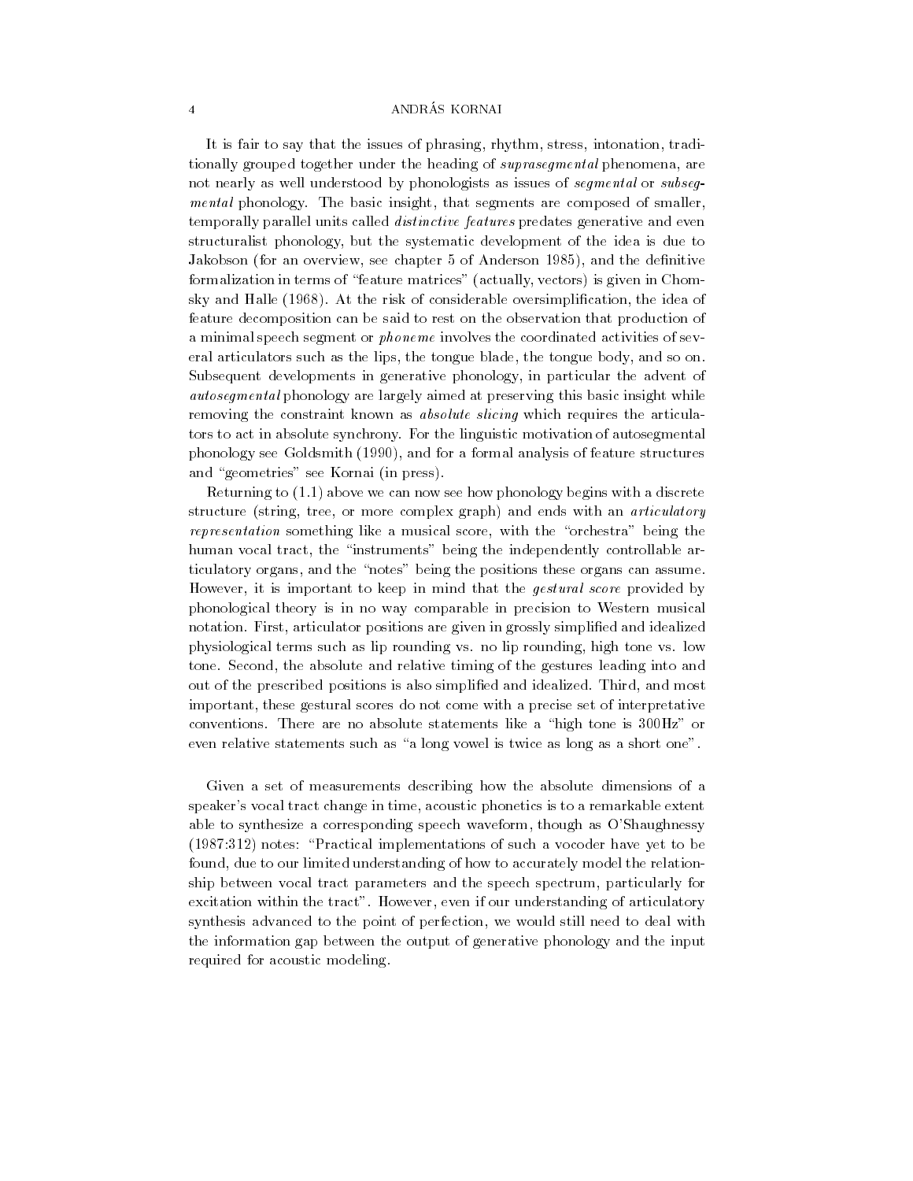It is fair to say that the issues of phrasing, rhythm, stress, intonation, traditionally grouped together under the heading of *suprasegmental* phenomena, are not nearly as well understood by phonologists as issues of *segmental* or *subsegmental* phonology. The basic insight, that segments are composed of smaller, temporally parallel units called *distinctive features* predates generative and even structuralist phonology, but the systematic development of the idea is due to Jakobson (for an overview, see chapter 5 of Anderson 1985), and the definitive formalization in terms of "feature matrices" (actually, vectors) is given in Chomsky and Halle (1968). At the risk of considerable oversimplification, the idea of feature decomposition can be said to rest on the observation that production of a minimal speech segment or *phoneme* involves the coordinated activities of several articulators such as the lips, the tongue blade, the tongue body, and so on. Subsequent developments in generative phonology, in particular the advent of *autosegmental* phonology are largely aimed at preserving this basic insight while removing the constraint known as *absolute slicing* which requires the articulators to act in absolute synchrony. For the linguistic motivation of autosegmental phonology see Goldsmith (1990), and for a formal analysis of feature structures and "geometries" see Kornai (in press).

Returning to (1.1) above we can now see how phonology begins with a discrete structure (string, tree, or more complex graph) and ends with an *articulatory representation* something like a musical score, with the "orchestra" being the human vocal tract, the "instruments" being the independently controllable articulatory organs, and the "notes" being the positions these organs can assume. However, it is important to keep in mind that the *gestural score* provided by phonological theory is in no way comparable in precision to Western musical notation. First, articulator positions are given in grossly simplified and idealized physiological terms such as lip rounding vs. no lip rounding, high tone vs. low tone. Second, the absolute and relative timing of the gestures leading into and out of the prescribed positions is also simplified and idealized. Third, and most important, these gestural scores do not come with a precise set of interpretative conventions. There are no absolute statements like a "high tone is 300Hz" or even relative statements such as "a long vowel is twice as long as a short one".

Given a set of measurements describing how the absolute dimensions of a speaker's vocal tract change in time, acoustic phonetics is to a remarkable extent able to synthesize a corresponding speech waveform, though as O'Shaughnessy (1987:312) notes: "Practical implementations of such a vocoder have yet to be found, due to our limited understanding of how to accurately model the relationship between vocal tract parameters and the speech spectrum, particularly for excitation within the tract". However, even if our understanding of articulatory synthesis advanced to the point of perfection, we would still need to deal with the information gap between the output of generative phonology and the input required for acoustic modeling.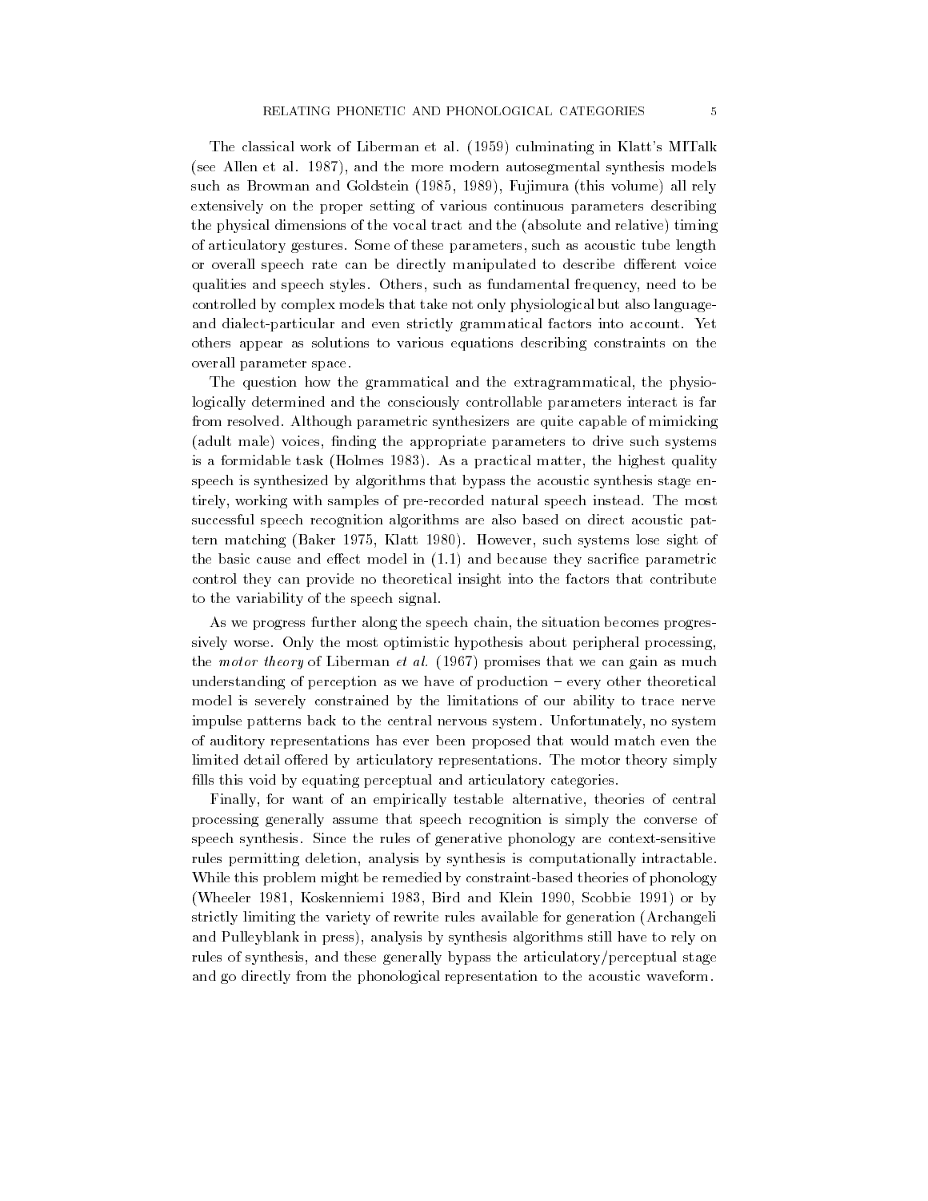The classical work of Liberman et al. (1959) culminating in Klatt's MITalk (see Allen et al. 1987), and the more modern autosegmental synthesis models such as Browman and Goldstein (1985, 1989), Fujimura (this volume) all rely extensively on the proper setting of various continuous parameters describing the physical dimensions of the vocal tract and the (absolute and relative) timing of articulatory gestures. Some of these parameters, such as acoustic tube length or overall speech rate can be directly manipulated to describe different voice qualities and speech styles. Others, such as fundamental frequency, need to be controlled by complex models that take not only physiological but also language- and dialect-particular and even strictly grammatical factors into account. Yet others appear as solutions to various equations describing constraints on the overall parameter space.

The question how the grammatical and the extragrammatical, the physiologically determined and the consciously controllable parameters interact is far from resolved. Although parametric synthesizers are quite capable of mimicking (adult male) voices, finding the appropriate parameters to drive such systems is a formidable task (Holmes 1983). As a practical matter, the highest quality speech is synthesized by algorithms that bypass the acoustic synthesis stage entirely, working with samples of pre-recorded natural speech instead. The most successful speech recognition algorithms are also based on direct acoustic pattern matching (Baker 1975, Klatt 1980). However, such systems lose sight of the basic cause and effect model in (1.1) and because they sacrifice parametric control they can provide no theoretical insight into the factors that contribute to the variability of the speech signal.

As we progress further along the speech chain, the situation becomes progressively worse. Only the most optimistic hypothesis about peripheral processing, the *motor theory* of Liberman *et al.* (1967) promises that we can gain as much understanding of perception as we have of production – every other theoretical model is severely constrained by the limitations of our ability to trace nerve impulse patterns back to the central nervous system. Unfortunately, no system of auditory representations has ever been proposed that would match even the limited detail offered by articulatory representations. The motor theory simply fills this void by equating perceptual and articulatory categories.

Finally, for want of an empirically testable alternative, theories of central processing generally assume that speech recognition is simply the converse of speech synthesis. Since the rules of generative phonology are context-sensitive rules permitting deletion, analysis by synthesis is computationally intractable. While this problem might be remedied by constraint-based theories of phonology (Wheeler 1981, Koskenniemi 1983, Bird and Klein 1990, Scobbie 1991) or by strictly limiting the variety of rewrite rules available for generation (Archangeli and Pulleyblank in press), analysis by synthesis algorithms still have to rely on rules of synthesis, and these generally bypass the articulatory/perceptual stage and go directly from the phonological representation to the acoustic waveform.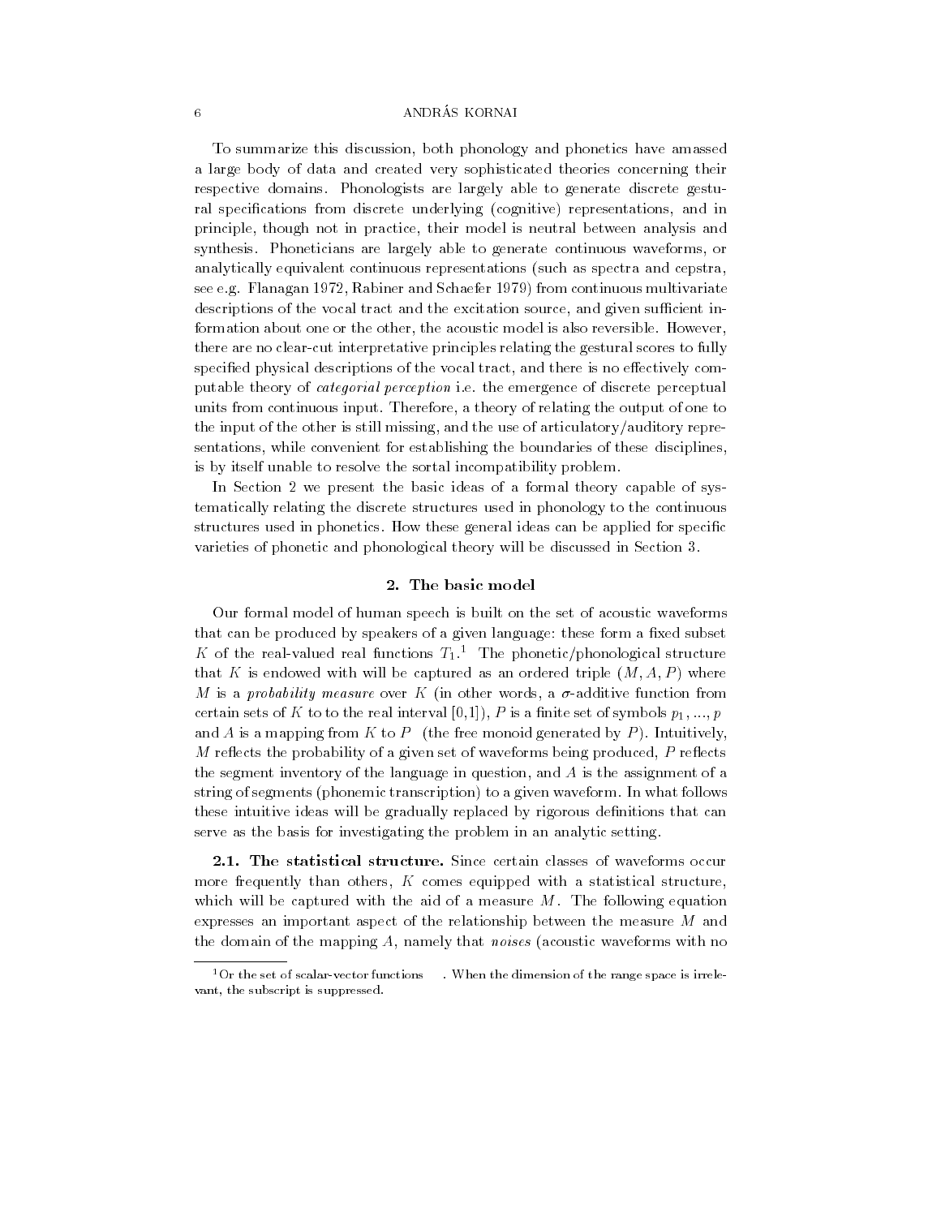To summarize this discussion, both phonology and phonetics have amassed a large body of data and created very sophisticated theories concerning their respective domains. Phonologists are largely able to generate discrete gestural specifications from discrete underlying (cognitive) representations, and in principle, though not in practice, their model is neutral between analysis and synthesis. Phoneticians are largely able to generate continuous waveforms, or analytically equivalent continuous representations (such as spectra and cepstra, see e.g. Flanagan 1972, Rabiner and Schaefer 1979) from continuous multivariate descriptions of the vocal tract and the excitation source, and given sufficient information about one or the other, the acoustic model is also reversible. However, there are no clear-cut interpretative principles relating the gestural scores to fully specified physical descriptions of the vocal tract, and there is no effectively computable theory of *categorial perception* i.e. the emergence of discrete perceptual units from continuous input. Therefore, a theory of relating the output of one to the input of the other is still missing, and the use of articulatory/auditory representations, while convenient for establishing the boundaries of these disciplines, is by itself unable to resolve the sortal incompatibility problem.

In Section 2 we present the basic ideas of a formal theory capable of systematically relating the discrete structures used in phonology to the continuous structures used in phonetics. How these general ideas can be applied for specific varieties of phonetic and phonological theory will be discussed in Section 3.

## 2. The basic model

Our formal model of human speech is built on the set of acoustic waveforms that can be produced by speakers of a given language: these form a fixed subset $K$ of the real-valued real functions $T_1$.[1] The phonetic/phonological structure that $K$ is endowed with will be captured as an ordered triple $(M, A, P)$ where $M$ is a *probability measure* over $K$ (in other words, a $\sigma$-additive function from certain sets of $K$ to to the real interval [0,1]), $P$ is a finite set of symbols $p_1, ..., p$ and $A$ is a mapping from $K$ to $P$ (the free monoid generated by $P$). Intuitively, $M$ reflects the probability of a given set of waveforms being produced, $P$ reflects the segment inventory of the language in question, and $A$ is the assignment of a string of segments (phonemic transcription) to a given waveform. In what follows these intuitive ideas will be gradually replaced by rigorous definitions that can serve as the basis for investigating the problem in an analytic setting.

**2.1. The statistical structure.** Since certain classes of waveforms occur more frequently than others, $K$ comes equipped with a statistical structure, which will be captured with the aid of a measure $M$. The following equation expresses an important aspect of the relationship between the measure $M$ and the domain of the mapping $A$, namely that *noises* (acoustic waveforms with no

---

[1] Or the set of scalar-vector functions . When the dimension of the range space is irrelevant, the subscript is suppressed.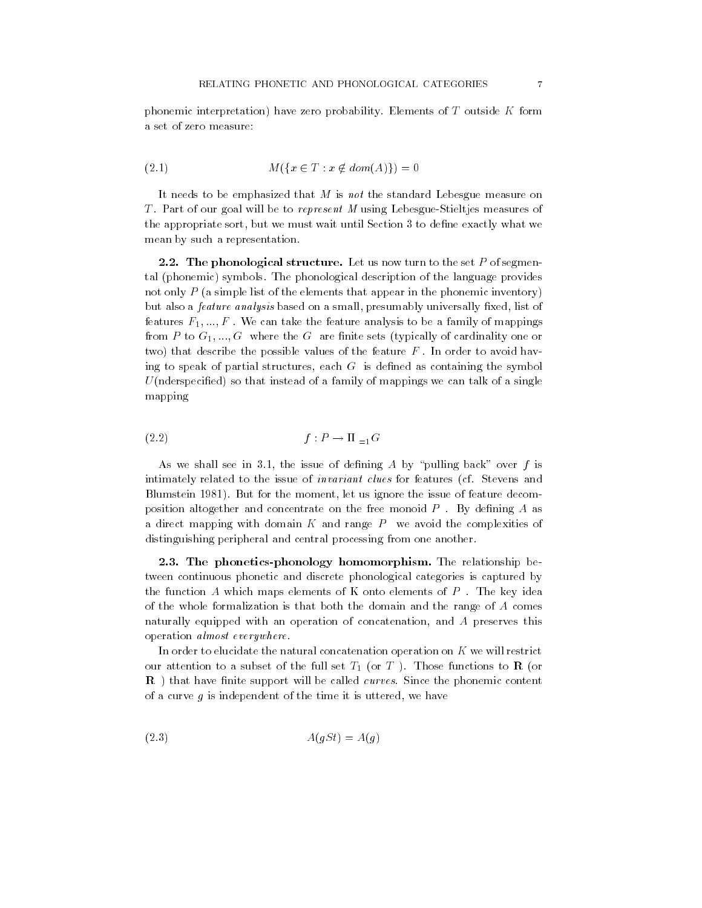phonemic interpretation) have zero probability. Elements of $T$ outside $K$ form a set of zero measure:

$$M(\{x \in T : x \notin dom(A)\}) = 0 \tag{2.1}$$

It needs to be emphasized that $M$ is *not* the standard Lebesgue measure on $T$. Part of our goal will be to *represent* $M$ using Lebesgue-Stieltjes measures of the appropriate sort, but we must wait until Section 3 to define exactly what we mean by such a representation.

**2.2. The phonological structure.** Let us now turn to the set $P$ of segmental (phonemic) symbols. The phonological description of the language provides not only $P$ (a simple list of the elements that appear in the phonemic inventory) but also a *feature analysis* based on a small, presumably universally fixed, list of features $F_1, ..., F$ . We can take the feature analysis to be a family of mappings from $P$ to $G_1, ..., G$ where the $G$ are finite sets (typically of cardinality one or two) that describe the possible values of the feature $F$. In order to avoid having to speak of partial structures, each $G$ is defined as containing the symbol $U$(nderspecified) so that instead of a family of mappings we can talk of a single mapping

$$f : P \rightarrow \Pi_{=1} G \tag{2.2}$$

As we shall see in 3.1, the issue of defining $A$ by "pulling back" over $f$ is intimately related to the issue of *invariant clues* for features (cf. Stevens and Blumstein 1981). But for the moment, let us ignore the issue of feature decomposition altogether and concentrate on the free monoid $P$ . By defining $A$ as a direct mapping with domain $K$ and range $P$ we avoid the complexities of distinguishing peripheral and central processing from one another.

**2.3. The phonetics-phonology homomorphism.** The relationship between continuous phonetic and discrete phonological categories is captured by the function $A$ which maps elements of K onto elements of $P$ . The key idea of the whole formalization is that both the domain and the range of $A$ comes naturally equipped with an operation of concatenation, and $A$ preserves this operation *almost everywhere*.

In order to elucidate the natural concatenation operation on $K$ we will restrict our attention to a subset of the full set $T_1$ (or $T$ ). Those functions to $\mathbf{R}$ (or $\mathbf{R}$ ) that have finite support will be called *curves*. Since the phonemic content of a curve $g$ is independent of the time it is uttered, we have

$$A(gSt) = A(g) \tag{2.3}$$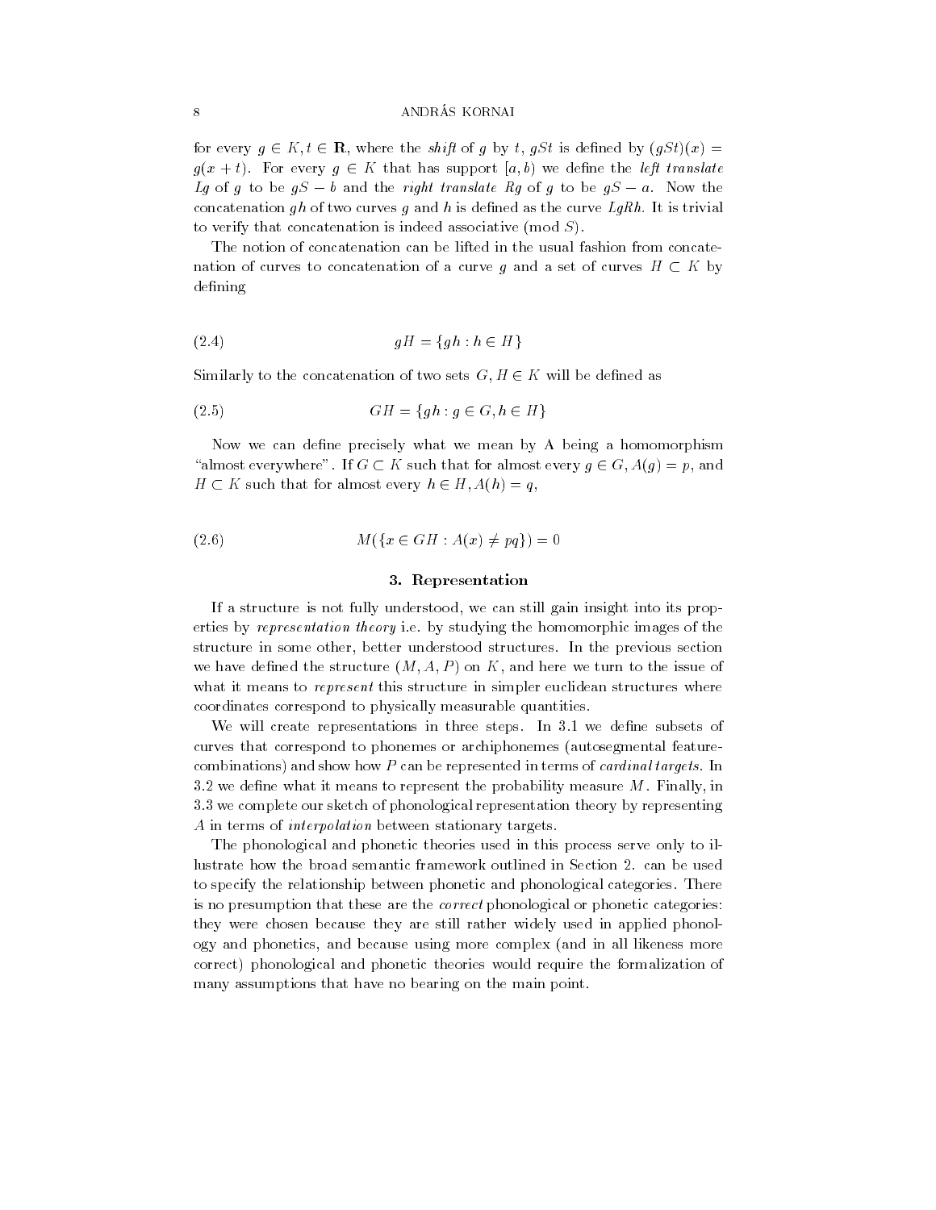for every $g \in K, t \in \mathbf{R}$, where the *shift* of $g$ by $t$, $gSt$ is defined by $(gSt)(x) = g(x+t)$. For every $g \in K$ that has support $[a, b)$ we define the *left translate* $Lg$ of $g$ to be $gS - b$ and the *right translate* $Rg$ of $g$ to be $gS - a$. Now the concatenation $gh$ of two curves $g$ and $h$ is defined as the curve $LgRh$. It is trivial to verify that concatenation is indeed associative (mod $S$).

The notion of concatenation can be lifted in the usual fashion from concatenation of curves to concatenation of a curve $g$ and a set of curves $H \subset K$ by defining

$$gH = \{gh : h \in H\} \tag{2.4}$$

Similarly to the concatenation of two sets $G, H \in K$ will be defined as

$$GH = \{gh : g \in G, h \in H\} \tag{2.5}$$

Now we can define precisely what we mean by A being a homomorphism "almost everywhere". If $G \subset K$ such that for almost every $g \in G, A(g) = p$, and $H \subset K$ such that for almost every $h \in H, A(h) = q$,

$$M(\{x \in GH : A(x) \neq pq\}) = 0 \tag{2.6}$$

## 3. Representation

If a structure is not fully understood, we can still gain insight into its properties by *representation theory* i.e. by studying the homomorphic images of the structure in some other, better understood structures. In the previous section we have defined the structure $(M, A, P)$ on $K$, and here we turn to the issue of what it means to *represent* this structure in simpler euclidean structures where coordinates correspond to physically measurable quantities.

We will create representations in three steps. In 3.1 we define subsets of curves that correspond to phonemes or archiphonemes (autosegmental feature-combinations) and show how $P$ can be represented in terms of *cardinal targets*. In 3.2 we define what it means to represent the probability measure $M$. Finally, in 3.3 we complete our sketch of phonological representation theory by representing $A$ in terms of *interpolation* between stationary targets.

The phonological and phonetic theories used in this process serve only to illustrate how the broad semantic framework outlined in Section 2. can be used to specify the relationship between phonetic and phonological categories. There is no presumption that these are the *correct* phonological or phonetic categories: they were chosen because they are still rather widely used in applied phonology and phonetics, and because using more complex (and in all likeness more correct) phonological and phonetic theories would require the formalization of many assumptions that have no bearing on the main point.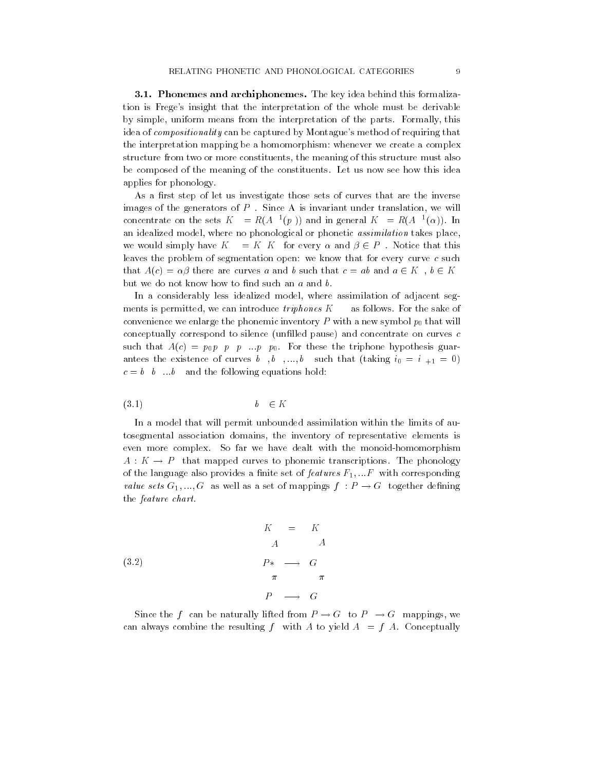**3.1. Phonemes and archiphonemes.** The key idea behind this formalization is Frege's insight that the interpretation of the whole must be derivable by simple, uniform means from the interpretation of the parts. Formally, this idea of *compositionality* can be captured by Montague's method of requiring that the interpretation mapping be a homomorphism: whenever we create a complex structure from two or more constituents, the meaning of this structure must also be composed of the meaning of the constituents. Let us now see how this idea applies for phonology.

As a first step of let us investigate those sets of curves that are the inverse images of the generators of $P$ . Since A is invariant under translation, we will concentrate on the sets $K = R(A^{-1}(p))$ and in general $K = R(A^{-1}(\alpha))$. In an idealized model, where no phonological or phonetic *assimilation* takes place, we would simply have $K = K\ K$ for every $\alpha$ and $\beta \in P$ . Notice that this leaves the problem of segmentation open: we know that for every curve $c$ such that $A(c) = \alpha\beta$ there are curves $a$ and $b$ such that $c = ab$ and $a \in K$ , $b \in K$ but we do not know how to find such an $a$ and $b$.

In a considerably less idealized model, where assimilation of adjacent segments is permitted, we can introduce *triphones* $K$ as follows. For the sake of convenience we enlarge the phonemic inventory $P$ with a new symbol $p_0$ that will conceptually correspond to silence (unfilled pause) and concentrate on curves $c$ such that $A(c) = p_0 p\ p\ p\ ...p\ p_0$. For these the triphone hypothesis guarantees the existence of curves $b\ , b\ , ..., b$ such that (taking $i_0 = i_{+1} = 0$) $c = b\ b\ ...b$ and the following equations hold:

$$b \in K \tag{3.1}$$

In a model that will permit unbounded assimilation within the limits of autosegmental association domains, the inventory of representative elements is even more complex. So far we have dealt with the monoid-homomorphism $A : K \rightarrow P$ that mapped curves to phonemic transcriptions. The phonology of the language also provides a finite set of *features* $F_1, ...F$ with corresponding *value sets* $G_1, ..., G$ as well as a set of mappings $f : P \rightarrow G$ together defining the *feature chart*.

$$\begin{array}{ccc} K & = & K \\ A & & A \\ P* & \longrightarrow & G \\ \pi & & \pi \\ P & \longrightarrow & G \end{array} \tag{3.2}$$

Since the $f$ can be naturally lifted from $P \rightarrow G$ to $P \rightarrow G$ mappings, we can always combine the resulting $f$ with $A$ to yield $A = f\ A$. Conceptually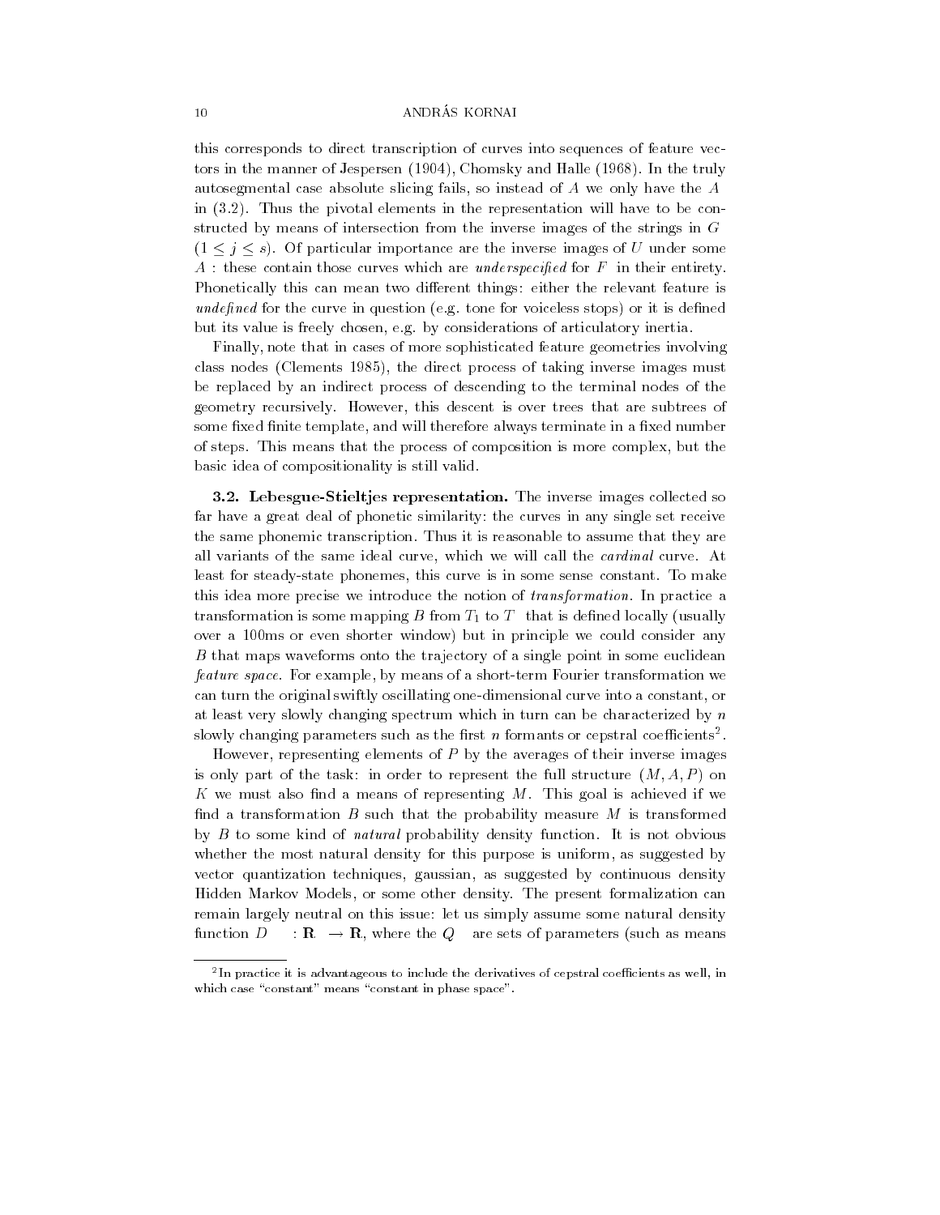this corresponds to direct transcription of curves into sequences of feature vectors in the manner of Jespersen (1904), Chomsky and Halle (1968). In the truly autosegmental case absolute slicing fails, so instead of $A$ we only have the $A$ in (3.2). Thus the pivotal elements in the representation will have to be constructed by means of intersection from the inverse images of the strings in $G$ $(1 \leq j \leq s)$. Of particular importance are the inverse images of $U$ under some $A$ : these contain those curves which are *underspecified* for $F$ in their entirety. Phonetically this can mean two different things: either the relevant feature is *undefined* for the curve in question (e.g. tone for voiceless stops) or it is defined but its value is freely chosen, e.g. by considerations of articulatory inertia.

Finally, note that in cases of more sophisticated feature geometries involving class nodes (Clements 1985), the direct process of taking inverse images must be replaced by an indirect process of descending to the terminal nodes of the geometry recursively. However, this descent is over trees that are subtrees of some fixed finite template, and will therefore always terminate in a fixed number of steps. This means that the process of composition is more complex, but the basic idea of compositionality is still valid.

**3.2. Lebesgue-Stieltjes representation.** The inverse images collected so far have a great deal of phonetic similarity: the curves in any single set receive the same phonemic transcription. Thus it is reasonable to assume that they are all variants of the same ideal curve, which we will call the *cardinal* curve. At least for steady-state phonemes, this curve is in some sense constant. To make this idea more precise we introduce the notion of *transformation*. In practice a transformation is some mapping $B$ from $T_1$ to $T$ that is defined locally (usually over a 100ms or even shorter window) but in principle we could consider any $B$ that maps waveforms onto the trajectory of a single point in some euclidean *feature space*. For example, by means of a short-term Fourier transformation we can turn the original swiftly oscillating one-dimensional curve into a constant, or at least very slowly changing spectrum which in turn can be characterized by $n$ slowly changing parameters such as the first $n$ formants or cepstral coefficients[2].

However, representing elements of $P$ by the averages of their inverse images is only part of the task: in order to represent the full structure $(M, A, P)$ on $K$ we must also find a means of representing $M$. This goal is achieved if we find a transformation $B$ such that the probability measure $M$ is transformed by $B$ to some kind of *natural* probability density function. It is not obvious whether the most natural density for this purpose is uniform, as suggested by vector quantization techniques, gaussian, as suggested by continuous density Hidden Markov Models, or some other density. The present formalization can remain largely neutral on this issue: let us simply assume some natural density function $D \quad : \mathbf{R} \rightarrow \mathbf{R}$, where the $Q$ are sets of parameters (such as means

[2] In practice it is advantageous to include the derivatives of cepstral coefficients as well, in which case "constant" means "constant in phase space".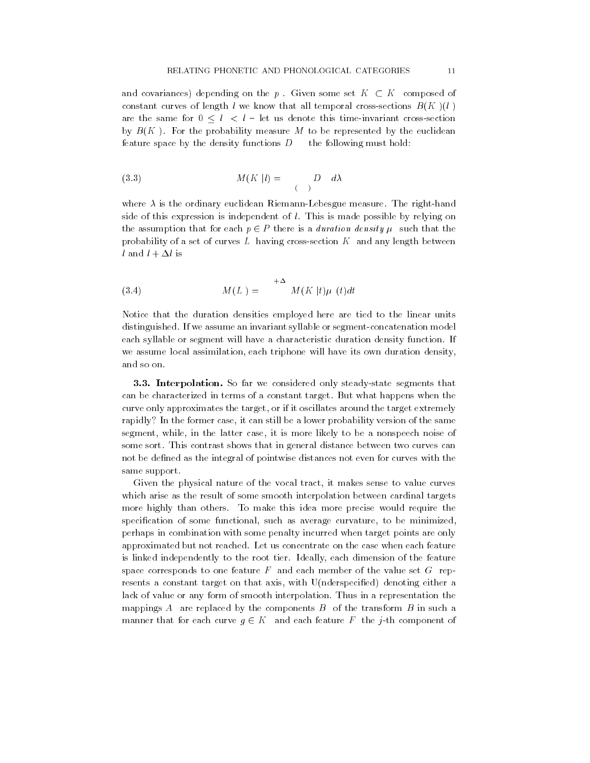and covariances) depending on the $p$. Given some set $K \subset K$ composed of constant curves of length $l$ we know that all temporal cross-sections $B(K)(l)$ are the same for $0 \leq l < l$ – let us denote this time-invariant cross-section by $B(K)$. For the probability measure $M$ to be represented by the euclidean feature space by the density functions $D$ the following must hold:

$$M(K|l) = \int_{( )} D \; d\lambda \tag{3.3}$$

where $\lambda$ is the ordinary euclidean Riemann-Lebesgue measure. The right-hand side of this expression is independent of $l$. This is made possible by relying on the assumption that for each $p \in P$ there is a *duration density* $\mu$ such that the probability of a set of curves $L$ having cross-section $K$ and any length between $l$ and $l + \Delta l$ is

$$M(L) = \int^{+\Delta} M(K|t)\mu(t)dt \tag{3.4}$$

Notice that the duration densities employed here are tied to the linear units distinguished. If we assume an invariant syllable or segment-concatenation model each syllable or segment will have a characteristic duration density function. If we assume local assimilation, each triphone will have its own duration density, and so on.

**3.3. Interpolation.** So far we considered only steady-state segments that can be characterized in terms of a constant target. But what happens when the curve only approximates the target, or if it oscillates around the target extremely rapidly? In the former case, it can still be a lower probability version of the same segment, while, in the latter case, it is more likely to be a nonspeech noise of some sort. This contrast shows that in general distance between two curves can not be defined as the integral of pointwise distances not even for curves with the same support.

Given the physical nature of the vocal tract, it makes sense to value curves which arise as the result of some smooth interpolation between cardinal targets more highly than others. To make this idea more precise would require the specification of some functional, such as average curvature, to be minimized, perhaps in combination with some penalty incurred when target points are only approximated but not reached. Let us concentrate on the case when each feature is linked independently to the root tier. Ideally, each dimension of the feature space corresponds to one feature $F$ and each member of the value set $G$ represents a constant target on that axis, with U(nderspecified) denoting either a lack of value or any form of smooth interpolation. Thus in a representation the mappings $A$ are replaced by the components $B$ of the transform $B$ in such a manner that for each curve $g \in K$ and each feature $F$ the $j$-th component of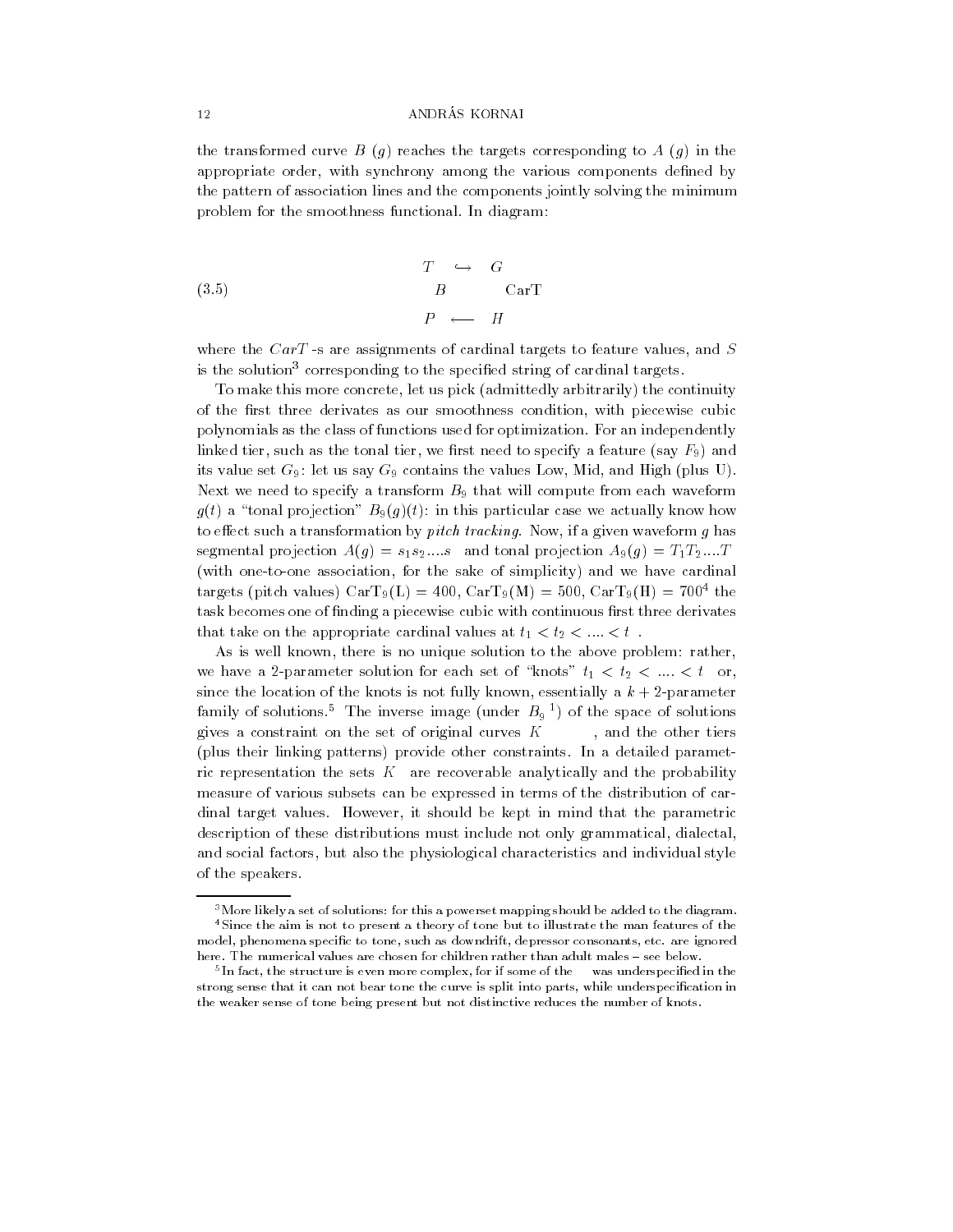the transformed curve $B(g)$ reaches the targets corresponding to $A(g)$ in the appropriate order, with synchrony among the various components defined by the pattern of association lines and the components jointly solving the minimum problem for the smoothness functional. In diagram:

$$
\begin{array}{ccc}
T & \hookrightarrow & G \\
B & & \text{CarT} \\
P & \longleftarrow & H
\end{array}
\tag{3.5}
$$

where the $CarT$-s are assignments of cardinal targets to feature values, and $S$ is the solution[3] corresponding to the specified string of cardinal targets.

To make this more concrete, let us pick (admittedly arbitrarily) the continuity of the first three derivates as our smoothness condition, with piecewise cubic polynomials as the class of functions used for optimization. For an independently linked tier, such as the tonal tier, we first need to specify a feature (say $F_9$) and its value set $G_9$: let us say $G_9$ contains the values Low, Mid, and High (plus U). Next we need to specify a transform $B_9$ that will compute from each waveform $g(t)$ a "tonal projection" $B_9(g)(t)$: in this particular case we actually know how to effect such a transformation by *pitch tracking*. Now, if a given waveform $g$ has segmental projection $A(g) = s_1 s_2 \ldots s$ and tonal projection $A_9(g) = T_1 T_2 \ldots T$ (with one-to-one association, for the sake of simplicity) and we have cardinal targets (pitch values) $\text{CarT}_9(\text{L}) = 400$, $\text{CarT}_9(\text{M}) = 500$, $\text{CarT}_9(\text{H}) = 700$[4] the task becomes one of finding a piecewise cubic with continuous first three derivates that take on the appropriate cardinal values at $t_1 < t_2 < \ldots < t$.

As is well known, there is no unique solution to the above problem: rather, we have a 2-parameter solution for each set of "knots" $t_1 < t_2 < \ldots < t$ or, since the location of the knots is not fully known, essentially a $k+2$-parameter family of solutions.[5] The inverse image (under $B_9^{-1}$) of the space of solutions gives a constraint on the set of original curves $K$ , and the other tiers (plus their linking patterns) provide other constraints. In a detailed parametric representation the sets $K$ are recoverable analytically and the probability measure of various subsets can be expressed in terms of the distribution of cardinal target values. However, it should be kept in mind that the parametric description of these distributions must include not only grammatical, dialectal, and social factors, but also the physiological characteristics and individual style of the speakers.

---

[3] More likely a set of solutions: for this a powerset mapping should be added to the diagram.

[4] Since the aim is not to present a theory of tone but to illustrate the man features of the model, phenomena specific to tone, such as downdrift, depressor consonants, etc. are ignored here. The numerical values are chosen for children rather than adult males – see below.

[5] In fact, the structure is even more complex, for if some of the was underspecified in the strong sense that it can not bear tone the curve is split into parts, while underspecification in the weaker sense of tone being present but not distinctive reduces the number of knots.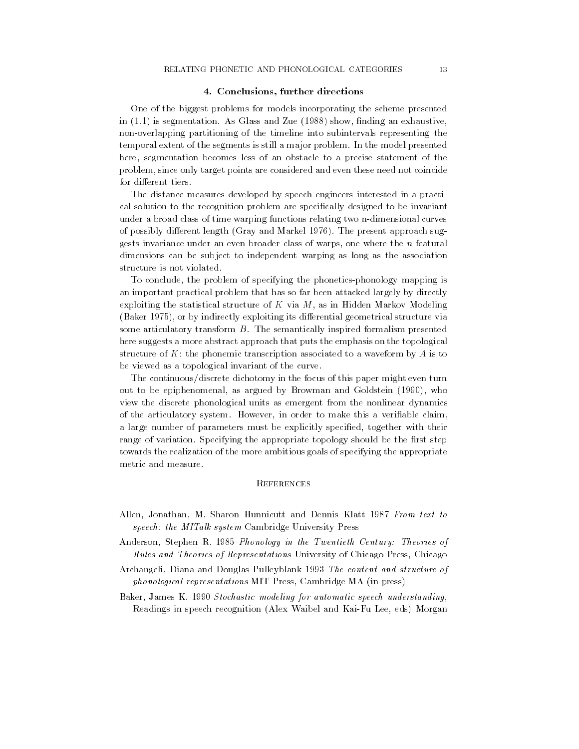## 4. Conclusions, further directions

One of the biggest problems for models incorporating the scheme presented in (1.1) is segmentation. As Glass and Zue (1988) show, finding an exhaustive, non-overlapping partitioning of the timeline into subintervals representing the temporal extent of the segments is still a major problem. In the model presented here, segmentation becomes less of an obstacle to a precise statement of the problem, since only target points are considered and even these need not coincide for different tiers.

The distance measures developed by speech engineers interested in a practical solution to the recognition problem are specifically designed to be invariant under a broad class of time warping functions relating two n-dimensional curves of possibly different length (Gray and Markel 1976). The present approach suggests invariance under an even broader class of warps, one where the $n$ featural dimensions can be subject to independent warping as long as the association structure is not violated.

To conclude, the problem of specifying the phonetics-phonology mapping is an important practical problem that has so far been attacked largely by directly exploiting the statistical structure of $K$ via $M$, as in Hidden Markov Modeling (Baker 1975), or by indirectly exploiting its differential geometrical structure via some articulatory transform $B$. The semantically inspired formalism presented here suggests a more abstract approach that puts the emphasis on the topological structure of $K$: the phonemic transcription associated to a waveform by $A$ is to be viewed as a topological invariant of the curve.

The continuous/discrete dichotomy in the focus of this paper might even turn out to be epiphenomenal, as argued by Browman and Goldstein (1990), who view the discrete phonological units as emergent from the nonlinear dynamics of the articulatory system. However, in order to make this a verifiable claim, a large number of parameters must be explicitly specified, together with their range of variation. Specifying the appropriate topology should be the first step towards the realization of the more ambitious goals of specifying the appropriate metric and measure.

## References

Allen, Jonathan, M. Sharon Hunnicutt and Dennis Klatt 1987 *From text to speech: the MITalk system* Cambridge University Press

Anderson, Stephen R. 1985 *Phonology in the Twentieth Century: Theories of Rules and Theories of Representations* University of Chicago Press, Chicago

Archangeli, Diana and Douglas Pulleyblank 1993 *The content and structure of phonological representations* MIT Press, Cambridge MA (in press)

Baker, James K. 1990 *Stochastic modeling for automatic speech understanding,* Readings in speech recognition (Alex Waibel and Kai-Fu Lee, eds) Morgan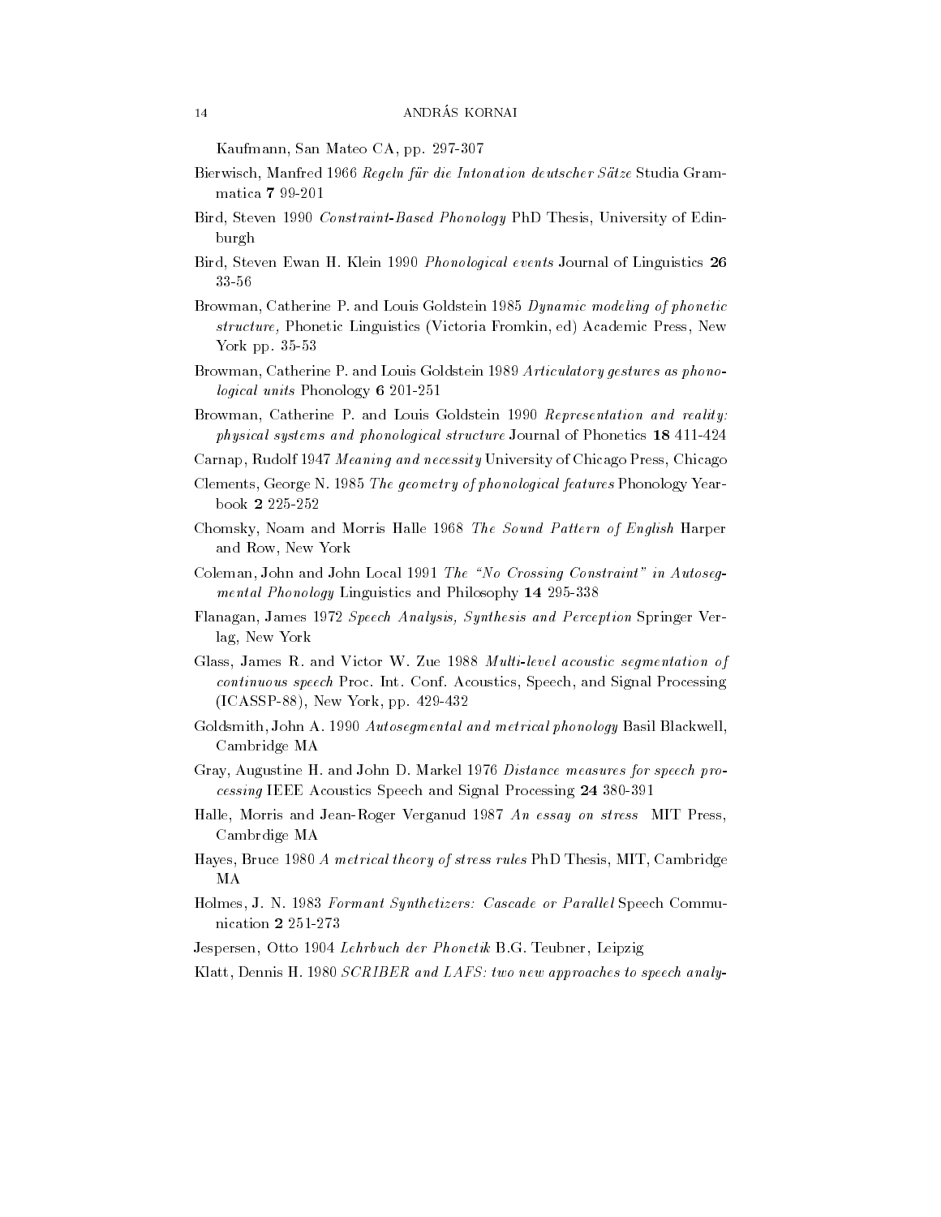Kaufmann, San Mateo CA, pp. 297-307

Bierwisch, Manfred 1966 *Regeln für die Intonation deutscher Sätze* Studia Grammatica **7** 99-201

Bird, Steven 1990 *Constraint-Based Phonology* PhD Thesis, University of Edinburgh

Bird, Steven Ewan H. Klein 1990 *Phonological events* Journal of Linguistics **26** 33-56

Browman, Catherine P. and Louis Goldstein 1985 *Dynamic modeling of phonetic structure,* Phonetic Linguistics (Victoria Fromkin, ed) Academic Press, New York pp. 35-53

Browman, Catherine P. and Louis Goldstein 1989 *Articulatory gestures as phonological units* Phonology **6** 201-251

Browman, Catherine P. and Louis Goldstein 1990 *Representation and reality: physical systems and phonological structure* Journal of Phonetics **18** 411-424

Carnap, Rudolf 1947 *Meaning and necessity* University of Chicago Press, Chicago

Clements, George N. 1985 *The geometry of phonological features* Phonology Yearbook **2** 225-252

Chomsky, Noam and Morris Halle 1968 *The Sound Pattern of English* Harper and Row, New York

Coleman, John and John Local 1991 *The "No Crossing Constraint" in Autosegmental Phonology* Linguistics and Philosophy **14** 295-338

Flanagan, James 1972 *Speech Analysis, Synthesis and Perception* Springer Verlag, New York

Glass, James R. and Victor W. Zue 1988 *Multi-level acoustic segmentation of continuous speech* Proc. Int. Conf. Acoustics, Speech, and Signal Processing (ICASSP-88), New York, pp. 429-432

Goldsmith, John A. 1990 *Autosegmental and metrical phonology* Basil Blackwell, Cambridge MA

Gray, Augustine H. and John D. Markel 1976 *Distance measures for speech processing* IEEE Acoustics Speech and Signal Processing **24** 380-391

Halle, Morris and Jean-Roger Verganud 1987 *An essay on stress* MIT Press, Cambrdige MA

Hayes, Bruce 1980 *A metrical theory of stress rules* PhD Thesis, MIT, Cambridge MA

Holmes, J. N. 1983 *Formant Synthetizers: Cascade or Parallel* Speech Communication **2** 251-273

Jespersen, Otto 1904 *Lehrbuch der Phonetik* B.G. Teubner, Leipzig

Klatt, Dennis H. 1980 *SCRIBER and LAFS: two new approaches to speech analy-*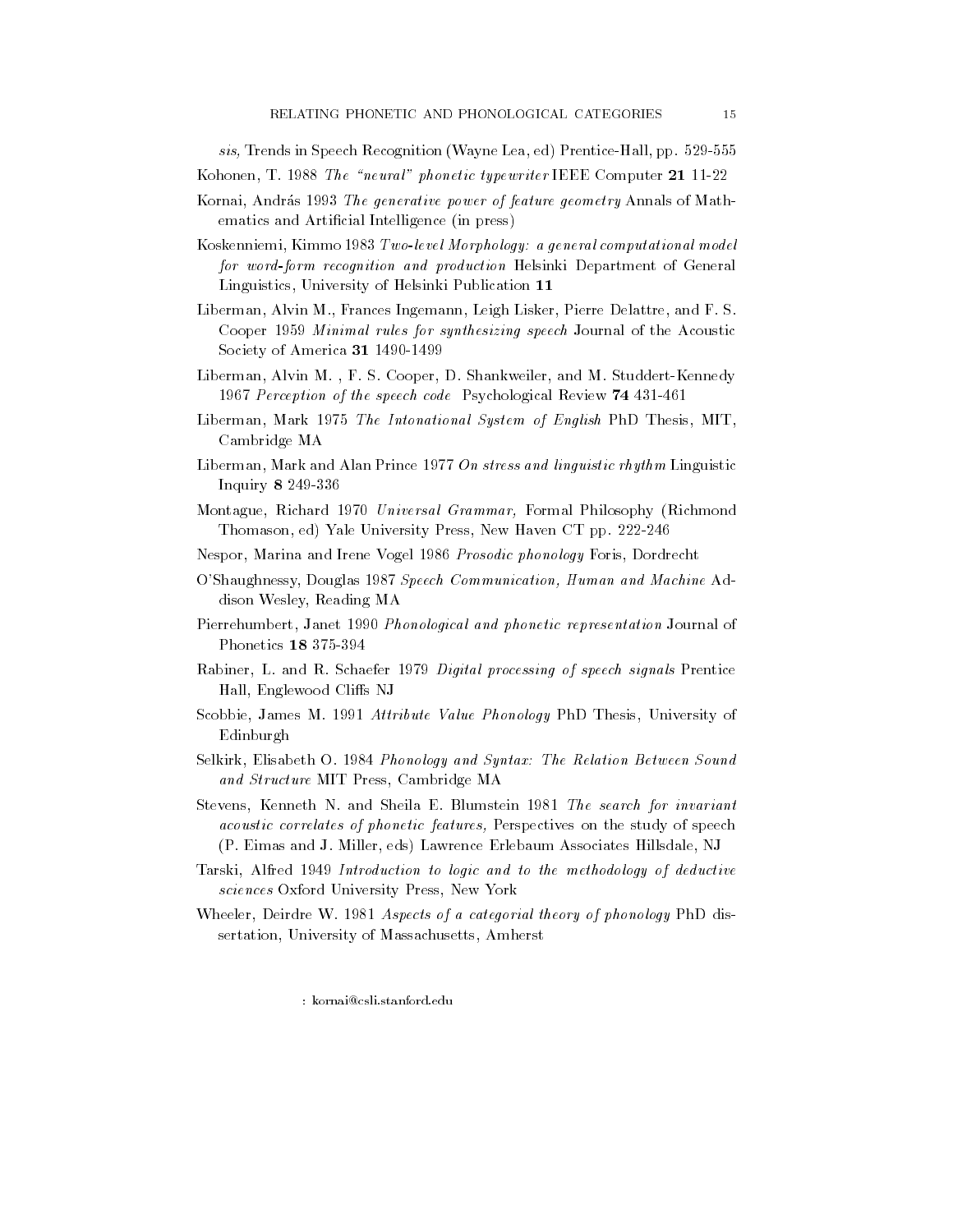*sis,* Trends in Speech Recognition (Wayne Lea, ed) Prentice-Hall, pp. 529-555

Kohonen, T. 1988 *The "neural" phonetic typewriter* IEEE Computer **21** 11-22

Kornai, András 1993 *The generative power of feature geometry* Annals of Mathematics and Artificial Intelligence (in press)

Koskenniemi, Kimmo 1983 *Two-level Morphology: a general computational model for word-form recognition and production* Helsinki Department of General Linguistics, University of Helsinki Publication **11**

Liberman, Alvin M., Frances Ingemann, Leigh Lisker, Pierre Delattre, and F. S. Cooper 1959 *Minimal rules for synthesizing speech* Journal of the Acoustic Society of America **31** 1490-1499

Liberman, Alvin M. , F. S. Cooper, D. Shankweiler, and M. Studdert-Kennedy 1967 *Perception of the speech code* Psychological Review **74** 431-461

Liberman, Mark 1975 *The Intonational System of English* PhD Thesis, MIT, Cambridge MA

Liberman, Mark and Alan Prince 1977 *On stress and linguistic rhythm* Linguistic Inquiry **8** 249-336

Montague, Richard 1970 *Universal Grammar,* Formal Philosophy (Richmond Thomason, ed) Yale University Press, New Haven CT pp. 222-246

Nespor, Marina and Irene Vogel 1986 *Prosodic phonology* Foris, Dordrecht

O'Shaughnessy, Douglas 1987 *Speech Communication, Human and Machine* Addison Wesley, Reading MA

Pierrehumbert, Janet 1990 *Phonological and phonetic representation* Journal of Phonetics **18** 375-394

Rabiner, L. and R. Schaefer 1979 *Digital processing of speech signals* Prentice Hall, Englewood Cliffs NJ

Scobbie, James M. 1991 *Attribute Value Phonology* PhD Thesis, University of Edinburgh

Selkirk, Elisabeth O. 1984 *Phonology and Syntax: The Relation Between Sound and Structure* MIT Press, Cambridge MA

Stevens, Kenneth N. and Sheila E. Blumstein 1981 *The search for invariant acoustic correlates of phonetic features,* Perspectives on the study of speech (P. Eimas and J. Miller, eds) Lawrence Erlebaum Associates Hillsdale, NJ

Tarski, Alfred 1949 *Introduction to logic and to the methodology of deductive sciences* Oxford University Press, New York

Wheeler, Deirdre W. 1981 *Aspects of a categorial theory of phonology* PhD dissertation, University of Massachusetts, Amherst

: kornai@csli.stanford.edu